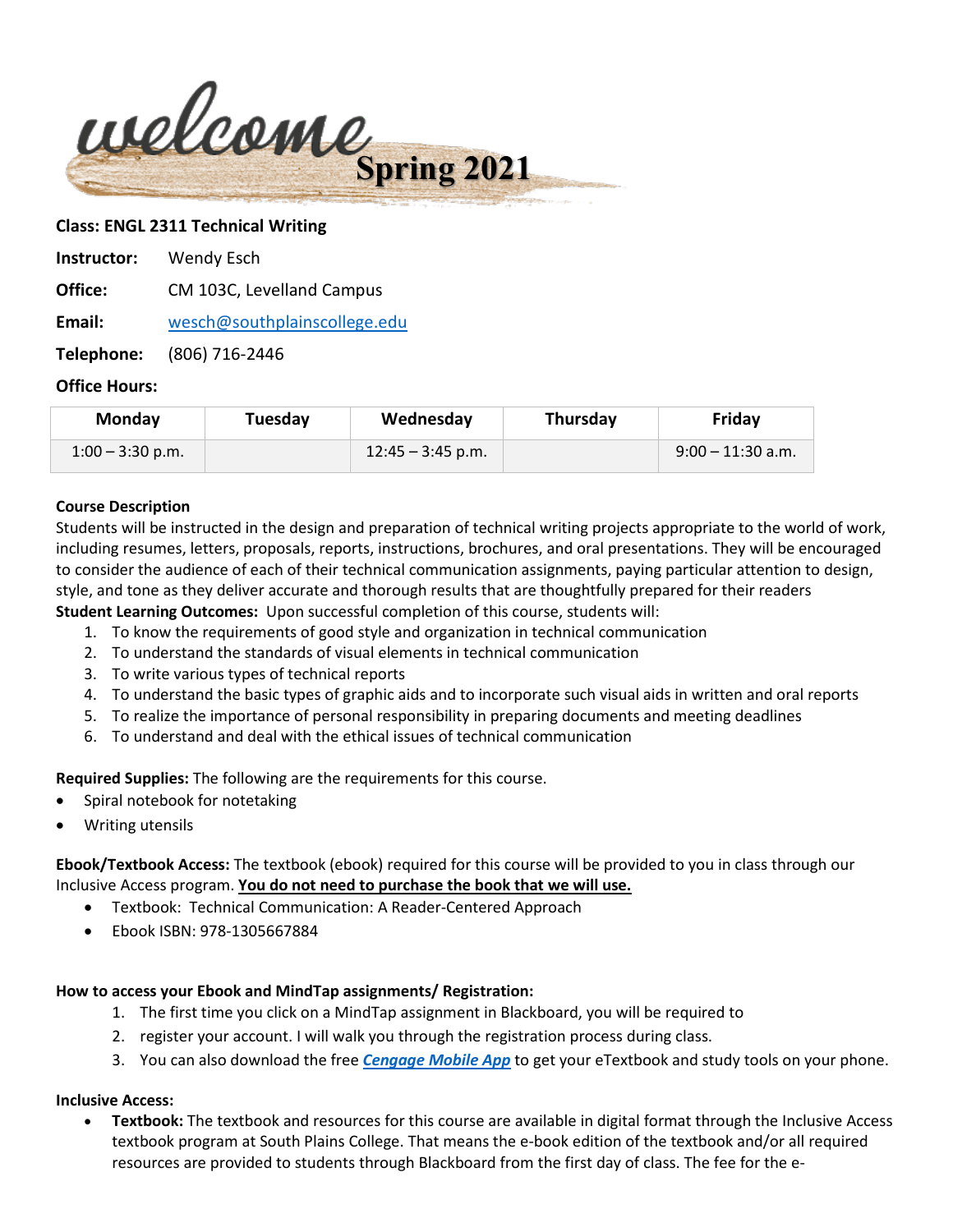welcome **Spring 2021**

**Class: ENGL 2311 Technical Writing**

**Instructor:** Wendy Esch

**Office:** CM 103C, Levelland Campus

**Email:** wesch@southplainscollege.edu

**Telephone:** (806) 716-2446

**Office Hours:**

| Monday | Tuesday | Wednesday | Thursday | Friday |
|---|---|---|---|---|
| 1:00 – 3:30 p.m. | | 12:45 – 3:45 p.m. | | 9:00 – 11:30 a.m. |

**Course Description**

Students will be instructed in the design and preparation of technical writing projects appropriate to the world of work, including resumes, letters, proposals, reports, instructions, brochures, and oral presentations. They will be encouraged to consider the audience of each of their technical communication assignments, paying particular attention to design, style, and tone as they deliver accurate and thorough results that are thoughtfully prepared for their readers

**Student Learning Outcomes:** Upon successful completion of this course, students will:

1. To know the requirements of good style and organization in technical communication
2. To understand the standards of visual elements in technical communication
3. To write various types of technical reports
4. To understand the basic types of graphic aids and to incorporate such visual aids in written and oral reports
5. To realize the importance of personal responsibility in preparing documents and meeting deadlines
6. To understand and deal with the ethical issues of technical communication

**Required Supplies:** The following are the requirements for this course.

- Spiral notebook for notetaking
- Writing utensils

**Ebook/Textbook Access:** The textbook (ebook) required for this course will be provided to you in class through our Inclusive Access program. **You do not need to purchase the book that we will use.**

- Textbook: Technical Communication: A Reader-Centered Approach
- Ebook ISBN: 978-1305667884

**How to access your Ebook and MindTap assignments/ Registration:**

1. The first time you click on a MindTap assignment in Blackboard, you will be required to
2. register your account. I will walk you through the registration process during class.
3. You can also download the free ***Cengage Mobile App*** to get your eTextbook and study tools on your phone.

**Inclusive Access:**

- **Textbook:** The textbook and resources for this course are available in digital format through the Inclusive Access textbook program at South Plains College. That means the e-book edition of the textbook and/or all required resources are provided to students through Blackboard from the first day of class. The fee for the e-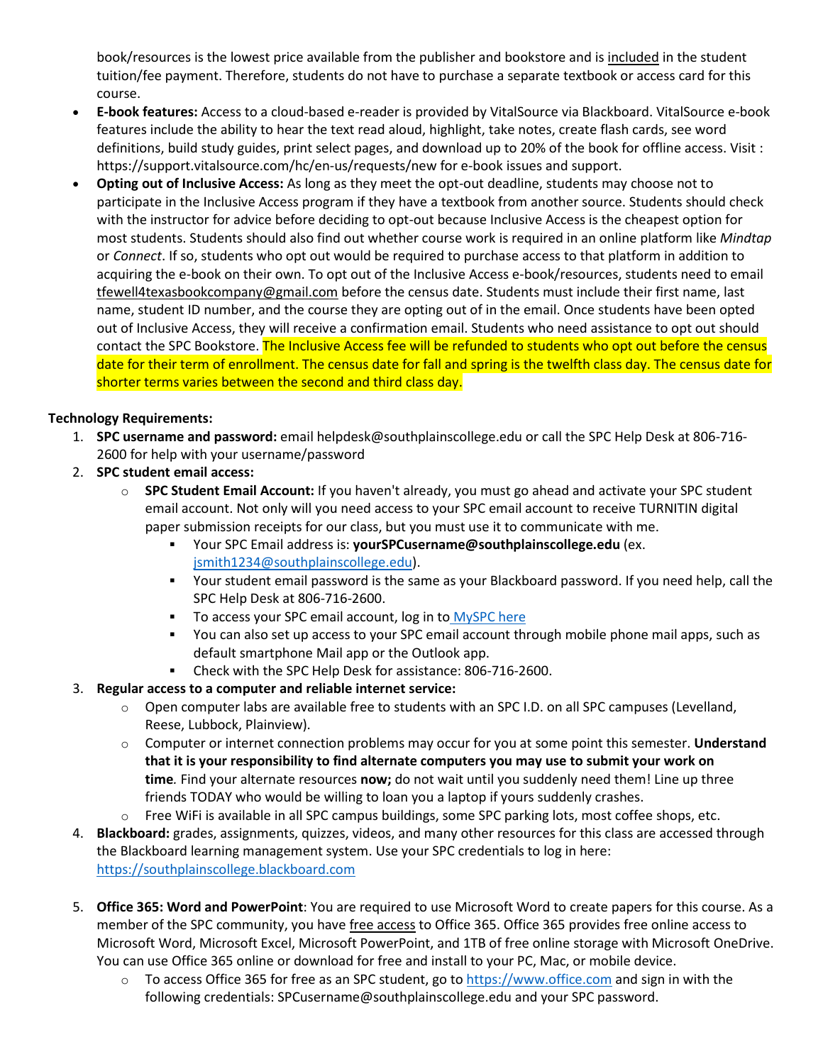book/resources is the lowest price available from the publisher and bookstore and is included in the student tuition/fee payment. Therefore, students do not have to purchase a separate textbook or access card for this course.

- **E-book features:** Access to a cloud-based e-reader is provided by VitalSource via Blackboard. VitalSource e-book features include the ability to hear the text read aloud, highlight, take notes, create flash cards, see word definitions, build study guides, print select pages, and download up to 20% of the book for offline access. Visit : https://support.vitalsource.com/hc/en-us/requests/new for e-book issues and support.
- **Opting out of Inclusive Access:** As long as they meet the opt-out deadline, students may choose not to participate in the Inclusive Access program if they have a textbook from another source. Students should check with the instructor for advice before deciding to opt-out because Inclusive Access is the cheapest option for most students. Students should also find out whether course work is required in an online platform like *Mindtap* or *Connect*. If so, students who opt out would be required to purchase access to that platform in addition to acquiring the e-book on their own. To opt out of the Inclusive Access e-book/resources, students need to email tfewell4texasbookcompany@gmail.com before the census date. Students must include their first name, last name, student ID number, and the course they are opting out of in the email. Once students have been opted out of Inclusive Access, they will receive a confirmation email. Students who need assistance to opt out should contact the SPC Bookstore. The Inclusive Access fee will be refunded to students who opt out before the census date for their term of enrollment. The census date for fall and spring is the twelfth class day. The census date for shorter terms varies between the second and third class day.

**Technology Requirements:**

1. **SPC username and password:** email helpdesk@southplainscollege.edu or call the SPC Help Desk at 806-716-2600 for help with your username/password
2. **SPC student email access:**
   - **SPC Student Email Account:** If you haven't already, you must go ahead and activate your SPC student email account. Not only will you need access to your SPC email account to receive TURNITIN digital paper submission receipts for our class, but you must use it to communicate with me.
     - Your SPC Email address is: **yourSPCusername@southplainscollege.edu** (ex. jsmith1234@southplainscollege.edu).
     - Your student email password is the same as your Blackboard password. If you need help, call the SPC Help Desk at 806-716-2600.
     - To access your SPC email account, log in to MySPC here
     - You can also set up access to your SPC email account through mobile phone mail apps, such as default smartphone Mail app or the Outlook app.
     - Check with the SPC Help Desk for assistance: 806-716-2600.
3. **Regular access to a computer and reliable internet service:**
   - Open computer labs are available free to students with an SPC I.D. on all SPC campuses (Levelland, Reese, Lubbock, Plainview).
   - Computer or internet connection problems may occur for you at some point this semester. **Understand that it is your responsibility to find alternate computers you may use to submit your work on time***.* Find your alternate resources **now;** do not wait until you suddenly need them! Line up three friends TODAY who would be willing to loan you a laptop if yours suddenly crashes.
   - Free WiFi is available in all SPC campus buildings, some SPC parking lots, most coffee shops, etc.
4. **Blackboard:** grades, assignments, quizzes, videos, and many other resources for this class are accessed through the Blackboard learning management system. Use your SPC credentials to log in here: https://southplainscollege.blackboard.com
5. **Office 365: Word and PowerPoint**: You are required to use Microsoft Word to create papers for this course. As a member of the SPC community, you have free access to Office 365. Office 365 provides free online access to Microsoft Word, Microsoft Excel, Microsoft PowerPoint, and 1TB of free online storage with Microsoft OneDrive. You can use Office 365 online or download for free and install to your PC, Mac, or mobile device.
   - To access Office 365 for free as an SPC student, go to https://www.office.com and sign in with the following credentials: SPCusername@southplainscollege.edu and your SPC password.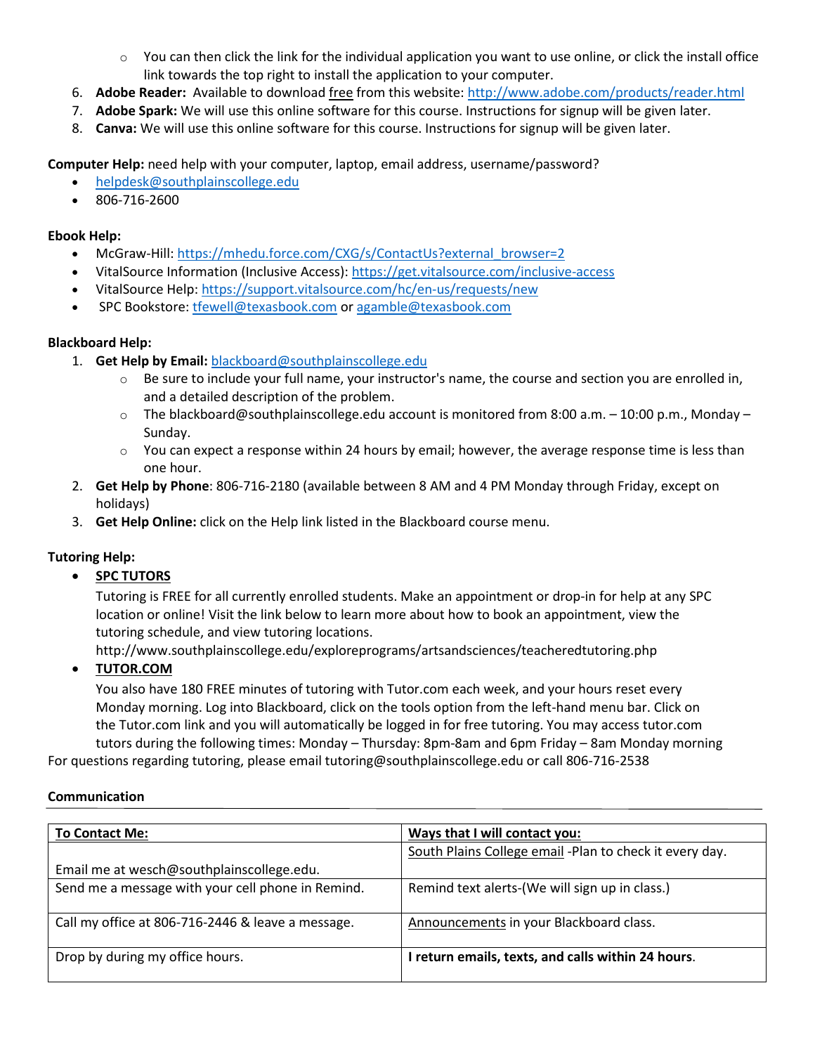- You can then click the link for the individual application you want to use online, or click the install office link towards the top right to install the application to your computer.

6. **Adobe Reader:** Available to download free from this website: http://www.adobe.com/products/reader.html
7. **Adobe Spark:** We will use this online software for this course. Instructions for signup will be given later.
8. **Canva:** We will use this online software for this course. Instructions for signup will be given later.

**Computer Help:** need help with your computer, laptop, email address, username/password?

- helpdesk@southplainscollege.edu
- 806-716-2600

**Ebook Help:**

- McGraw-Hill: https://mhedu.force.com/CXG/s/ContactUs?external_browser=2
- VitalSource Information (Inclusive Access): https://get.vitalsource.com/inclusive-access
- VitalSource Help: https://support.vitalsource.com/hc/en-us/requests/new
- SPC Bookstore: tfewell@texasbook.com or agamble@texasbook.com

**Blackboard Help:**

1. **Get Help by Email:** blackboard@southplainscollege.edu
   - Be sure to include your full name, your instructor's name, the course and section you are enrolled in, and a detailed description of the problem.
   - The blackboard@southplainscollege.edu account is monitored from 8:00 a.m. – 10:00 p.m., Monday – Sunday.
   - You can expect a response within 24 hours by email; however, the average response time is less than one hour.
2. **Get Help by Phone**: 806-716-2180 (available between 8 AM and 4 PM Monday through Friday, except on holidays)
3. **Get Help Online:** click on the Help link listed in the Blackboard course menu.

**Tutoring Help:**

- **SPC TUTORS**

  Tutoring is FREE for all currently enrolled students. Make an appointment or drop-in for help at any SPC location or online! Visit the link below to learn more about how to book an appointment, view the tutoring schedule, and view tutoring locations.
  http://www.southplainscollege.edu/exploreprograms/artsandsciences/teacheredtutoring.php

- **TUTOR.COM**

  You also have 180 FREE minutes of tutoring with Tutor.com each week, and your hours reset every Monday morning. Log into Blackboard, click on the tools option from the left-hand menu bar. Click on the Tutor.com link and you will automatically be logged in for free tutoring. You may access tutor.com tutors during the following times: Monday – Thursday: 8pm-8am and 6pm Friday – 8am Monday morning

For questions regarding tutoring, please email tutoring@southplainscollege.edu or call 806-716-2538

**Communication**

| To Contact Me: | Ways that I will contact you: |
|---|---|
| Email me at wesch@southplainscollege.edu. | South Plains College email -Plan to check it every day. |
| Send me a message with your cell phone in Remind. | Remind text alerts-(We will sign up in class.) |
| Call my office at 806-716-2446 & leave a message. | Announcements in your Blackboard class. |
| Drop by during my office hours. | **I return emails, texts, and calls within 24 hours**. |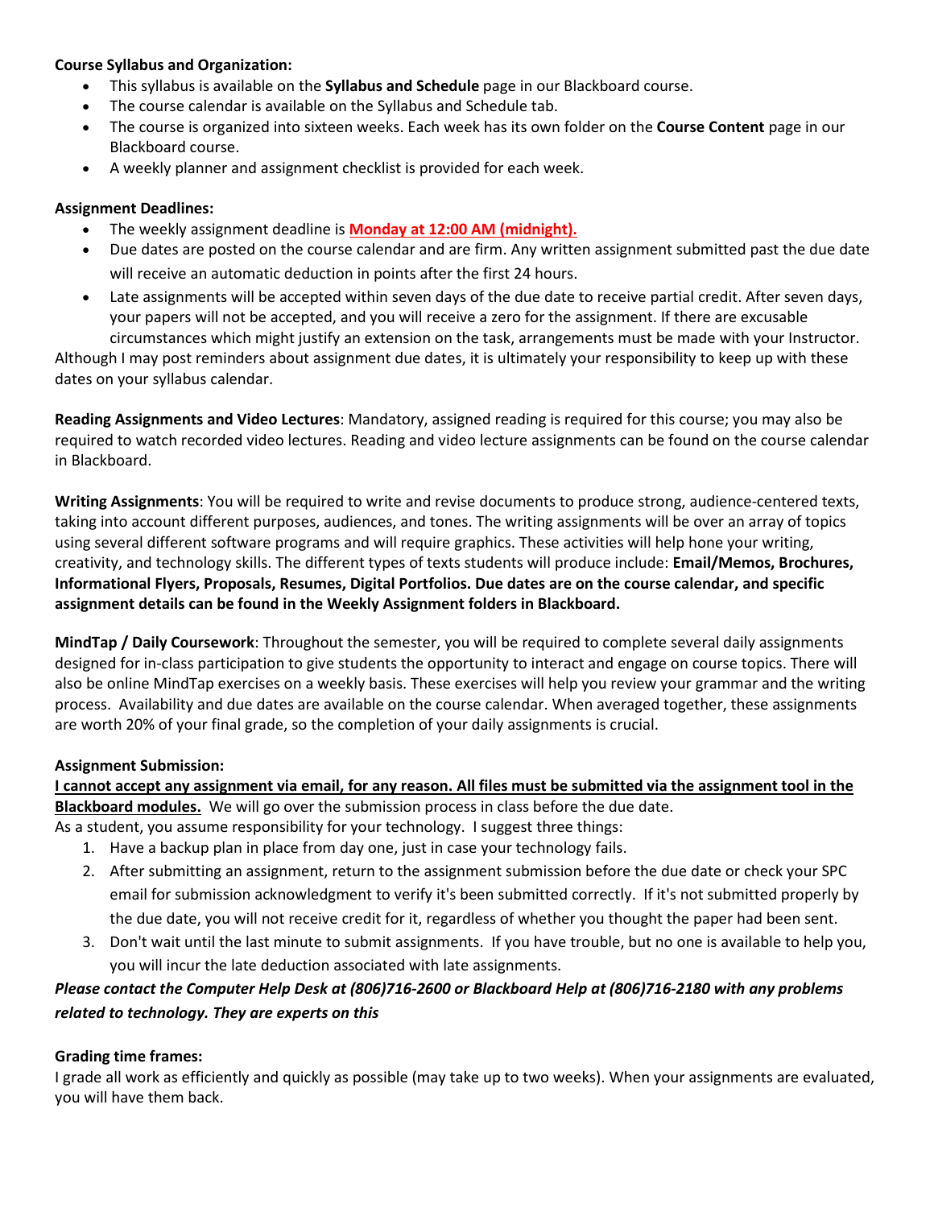**Course Syllabus and Organization:**

- This syllabus is available on the **Syllabus and Schedule** page in our Blackboard course.
- The course calendar is available on the Syllabus and Schedule tab.
- The course is organized into sixteen weeks. Each week has its own folder on the **Course Content** page in our Blackboard course.
- A weekly planner and assignment checklist is provided for each week.

**Assignment Deadlines:**

- The weekly assignment deadline is **Monday at 12:00 AM (midnight).**
- Due dates are posted on the course calendar and are firm. Any written assignment submitted past the due date will receive an automatic deduction in points after the first 24 hours.
- Late assignments will be accepted within seven days of the due date to receive partial credit. After seven days, your papers will not be accepted, and you will receive a zero for the assignment. If there are excusable circumstances which might justify an extension on the task, arrangements must be made with your Instructor.

Although I may post reminders about assignment due dates, it is ultimately your responsibility to keep up with these dates on your syllabus calendar.

**Reading Assignments and Video Lectures**: Mandatory, assigned reading is required for this course; you may also be required to watch recorded video lectures. Reading and video lecture assignments can be found on the course calendar in Blackboard.

**Writing Assignments**: You will be required to write and revise documents to produce strong, audience-centered texts, taking into account different purposes, audiences, and tones. The writing assignments will be over an array of topics using several different software programs and will require graphics. These activities will help hone your writing, creativity, and technology skills. The different types of texts students will produce include: **Email/Memos, Brochures, Informational Flyers, Proposals, Resumes, Digital Portfolios. Due dates are on the course calendar, and specific assignment details can be found in the Weekly Assignment folders in Blackboard.**

**MindTap / Daily Coursework**: Throughout the semester, you will be required to complete several daily assignments designed for in-class participation to give students the opportunity to interact and engage on course topics. There will also be online MindTap exercises on a weekly basis. These exercises will help you review your grammar and the writing process. Availability and due dates are available on the course calendar. When averaged together, these assignments are worth 20% of your final grade, so the completion of your daily assignments is crucial.

**Assignment Submission:**

**I cannot accept any assignment via email, for any reason. All files must be submitted via the assignment tool in the Blackboard modules.** We will go over the submission process in class before the due date.

As a student, you assume responsibility for your technology. I suggest three things:

1. Have a backup plan in place from day one, just in case your technology fails.
2. After submitting an assignment, return to the assignment submission before the due date or check your SPC email for submission acknowledgment to verify it's been submitted correctly. If it's not submitted properly by the due date, you will not receive credit for it, regardless of whether you thought the paper had been sent.
3. Don't wait until the last minute to submit assignments. If you have trouble, but no one is available to help you, you will incur the late deduction associated with late assignments.

***Please contact the Computer Help Desk at (806)716-2600 or Blackboard Help at (806)716-2180 with any problems related to technology. They are experts on this***

**Grading time frames:**

I grade all work as efficiently and quickly as possible (may take up to two weeks). When your assignments are evaluated, you will have them back.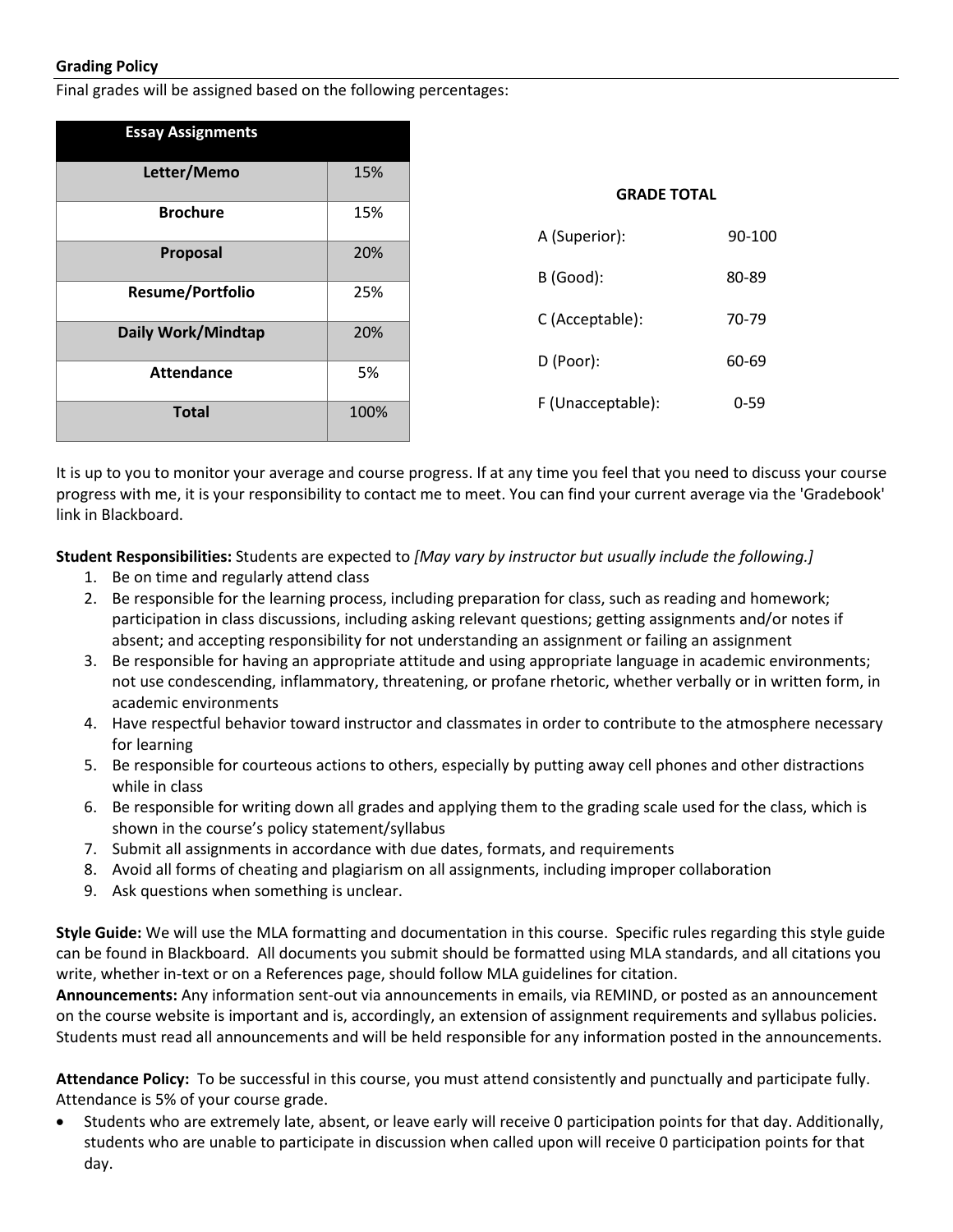**Grading Policy**

Final grades will be assigned based on the following percentages:

| Essay Assignments | |
|---|---|
| **Letter/Memo** | 15% |
| **Brochure** | 15% |
| **Proposal** | 20% |
| **Resume/Portfolio** | 25% |
| **Daily Work/Mindtap** | 20% |
| **Attendance** | 5% |
| **Total** | 100% |

**GRADE TOTAL**

| | |
|---|---|
| A (Superior): | 90-100 |
| B (Good): | 80-89 |
| C (Acceptable): | 70-79 |
| D (Poor): | 60-69 |
| F (Unacceptable): | 0-59 |

It is up to you to monitor your average and course progress. If at any time you feel that you need to discuss your course progress with me, it is your responsibility to contact me to meet. You can find your current average via the 'Gradebook' link in Blackboard.

**Student Responsibilities:** Students are expected to *[May vary by instructor but usually include the following.]*

1. Be on time and regularly attend class
2. Be responsible for the learning process, including preparation for class, such as reading and homework; participation in class discussions, including asking relevant questions; getting assignments and/or notes if absent; and accepting responsibility for not understanding an assignment or failing an assignment
3. Be responsible for having an appropriate attitude and using appropriate language in academic environments; not use condescending, inflammatory, threatening, or profane rhetoric, whether verbally or in written form, in academic environments
4. Have respectful behavior toward instructor and classmates in order to contribute to the atmosphere necessary for learning
5. Be responsible for courteous actions to others, especially by putting away cell phones and other distractions while in class
6. Be responsible for writing down all grades and applying them to the grading scale used for the class, which is shown in the course's policy statement/syllabus
7. Submit all assignments in accordance with due dates, formats, and requirements
8. Avoid all forms of cheating and plagiarism on all assignments, including improper collaboration
9. Ask questions when something is unclear.

**Style Guide:** We will use the MLA formatting and documentation in this course. Specific rules regarding this style guide can be found in Blackboard. All documents you submit should be formatted using MLA standards, and all citations you write, whether in-text or on a References page, should follow MLA guidelines for citation.

**Announcements:** Any information sent-out via announcements in emails, via REMIND, or posted as an announcement on the course website is important and is, accordingly, an extension of assignment requirements and syllabus policies. Students must read all announcements and will be held responsible for any information posted in the announcements.

**Attendance Policy:** To be successful in this course, you must attend consistently and punctually and participate fully. Attendance is 5% of your course grade.

- Students who are extremely late, absent, or leave early will receive 0 participation points for that day. Additionally, students who are unable to participate in discussion when called upon will receive 0 participation points for that day.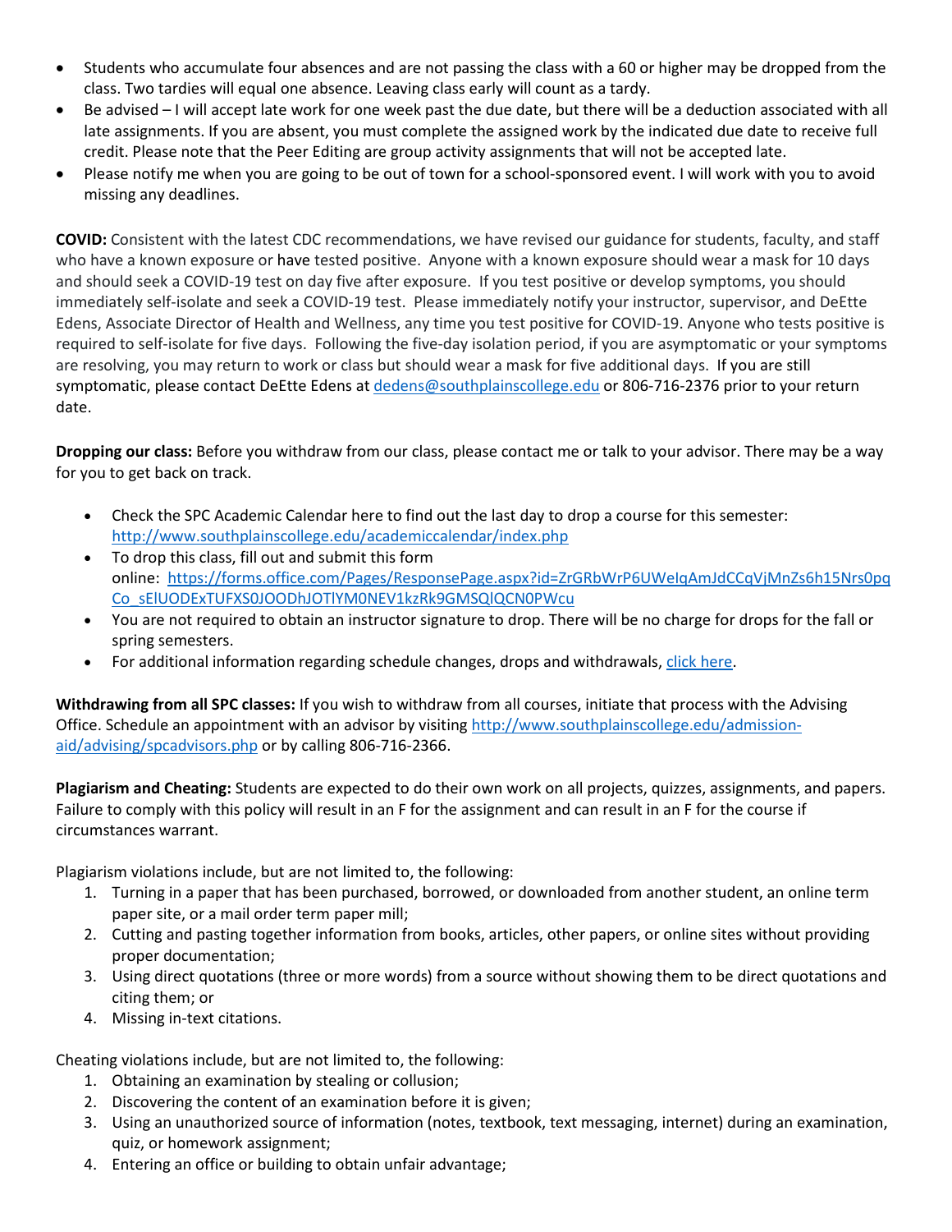- Students who accumulate four absences and are not passing the class with a 60 or higher may be dropped from the class. Two tardies will equal one absence. Leaving class early will count as a tardy.
- Be advised – I will accept late work for one week past the due date, but there will be a deduction associated with all late assignments. If you are absent, you must complete the assigned work by the indicated due date to receive full credit. Please note that the Peer Editing are group activity assignments that will not be accepted late.
- Please notify me when you are going to be out of town for a school-sponsored event. I will work with you to avoid missing any deadlines.

**COVID:** Consistent with the latest CDC recommendations, we have revised our guidance for students, faculty, and staff who have a known exposure or have tested positive. Anyone with a known exposure should wear a mask for 10 days and should seek a COVID-19 test on day five after exposure. If you test positive or develop symptoms, you should immediately self-isolate and seek a COVID-19 test. Please immediately notify your instructor, supervisor, and DeEtte Edens, Associate Director of Health and Wellness, any time you test positive for COVID-19. Anyone who tests positive is required to self-isolate for five days. Following the five-day isolation period, if you are asymptomatic or your symptoms are resolving, you may return to work or class but should wear a mask for five additional days. If you are still symptomatic, please contact DeEtte Edens at dedens@southplainscollege.edu or 806-716-2376 prior to your return date.

**Dropping our class:** Before you withdraw from our class, please contact me or talk to your advisor. There may be a way for you to get back on track.

- Check the SPC Academic Calendar here to find out the last day to drop a course for this semester: http://www.southplainscollege.edu/academiccalendar/index.php
- To drop this class, fill out and submit this form online: https://forms.office.com/Pages/ResponsePage.aspx?id=ZrGRbWrP6UWeIqAmJdCCqVjMnZs6h15Nrs0pqCo_sElUODExTUFXS0JOODhJOTlYM0NEV1kzRk9GMSQlQCN0PWcu
- You are not required to obtain an instructor signature to drop. There will be no charge for drops for the fall or spring semesters.
- For additional information regarding schedule changes, drops and withdrawals, click here.

**Withdrawing from all SPC classes:** If you wish to withdraw from all courses, initiate that process with the Advising Office. Schedule an appointment with an advisor by visiting http://www.southplainscollege.edu/admission-aid/advising/spcadvisors.php or by calling 806-716-2366.

**Plagiarism and Cheating:** Students are expected to do their own work on all projects, quizzes, assignments, and papers. Failure to comply with this policy will result in an F for the assignment and can result in an F for the course if circumstances warrant.

Plagiarism violations include, but are not limited to, the following:

1. Turning in a paper that has been purchased, borrowed, or downloaded from another student, an online term paper site, or a mail order term paper mill;
2. Cutting and pasting together information from books, articles, other papers, or online sites without providing proper documentation;
3. Using direct quotations (three or more words) from a source without showing them to be direct quotations and citing them; or
4. Missing in-text citations.

Cheating violations include, but are not limited to, the following:

1. Obtaining an examination by stealing or collusion;
2. Discovering the content of an examination before it is given;
3. Using an unauthorized source of information (notes, textbook, text messaging, internet) during an examination, quiz, or homework assignment;
4. Entering an office or building to obtain unfair advantage;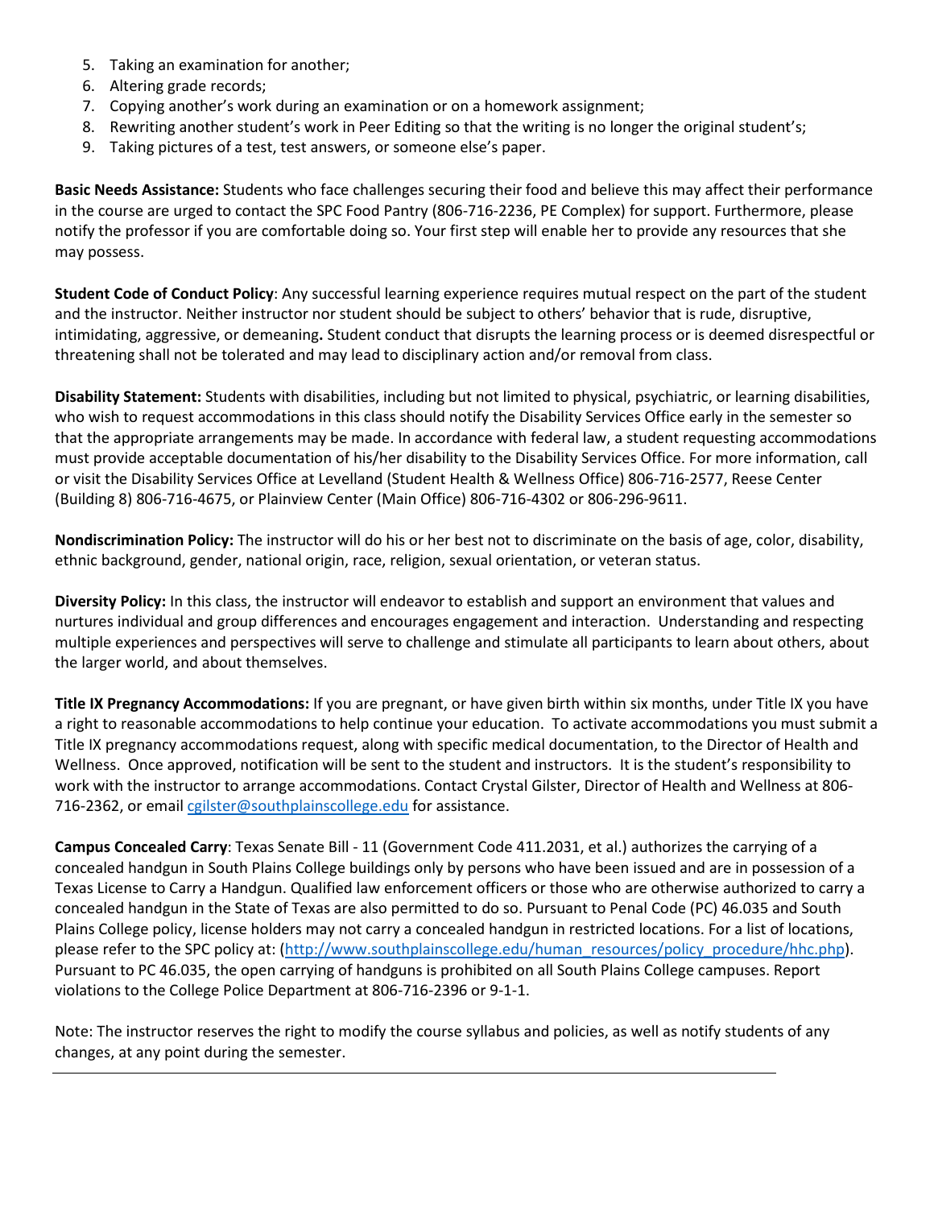5. Taking an examination for another;
6. Altering grade records;
7. Copying another's work during an examination or on a homework assignment;
8. Rewriting another student's work in Peer Editing so that the writing is no longer the original student's;
9. Taking pictures of a test, test answers, or someone else's paper.

**Basic Needs Assistance:** Students who face challenges securing their food and believe this may affect their performance in the course are urged to contact the SPC Food Pantry (806-716-2236, PE Complex) for support. Furthermore, please notify the professor if you are comfortable doing so. Your first step will enable her to provide any resources that she may possess.

**Student Code of Conduct Policy**: Any successful learning experience requires mutual respect on the part of the student and the instructor. Neither instructor nor student should be subject to others' behavior that is rude, disruptive, intimidating, aggressive, or demeaning**.** Student conduct that disrupts the learning process or is deemed disrespectful or threatening shall not be tolerated and may lead to disciplinary action and/or removal from class.

**Disability Statement:** Students with disabilities, including but not limited to physical, psychiatric, or learning disabilities, who wish to request accommodations in this class should notify the Disability Services Office early in the semester so that the appropriate arrangements may be made. In accordance with federal law, a student requesting accommodations must provide acceptable documentation of his/her disability to the Disability Services Office. For more information, call or visit the Disability Services Office at Levelland (Student Health & Wellness Office) 806-716-2577, Reese Center (Building 8) 806-716-4675, or Plainview Center (Main Office) 806-716-4302 or 806-296-9611.

**Nondiscrimination Policy:** The instructor will do his or her best not to discriminate on the basis of age, color, disability, ethnic background, gender, national origin, race, religion, sexual orientation, or veteran status.

**Diversity Policy:** In this class, the instructor will endeavor to establish and support an environment that values and nurtures individual and group differences and encourages engagement and interaction. Understanding and respecting multiple experiences and perspectives will serve to challenge and stimulate all participants to learn about others, about the larger world, and about themselves.

**Title IX Pregnancy Accommodations:** If you are pregnant, or have given birth within six months, under Title IX you have a right to reasonable accommodations to help continue your education. To activate accommodations you must submit a Title IX pregnancy accommodations request, along with specific medical documentation, to the Director of Health and Wellness. Once approved, notification will be sent to the student and instructors. It is the student's responsibility to work with the instructor to arrange accommodations. Contact Crystal Gilster, Director of Health and Wellness at 806-716-2362, or email cgilster@southplainscollege.edu for assistance.

**Campus Concealed Carry**: Texas Senate Bill - 11 (Government Code 411.2031, et al.) authorizes the carrying of a concealed handgun in South Plains College buildings only by persons who have been issued and are in possession of a Texas License to Carry a Handgun. Qualified law enforcement officers or those who are otherwise authorized to carry a concealed handgun in the State of Texas are also permitted to do so. Pursuant to Penal Code (PC) 46.035 and South Plains College policy, license holders may not carry a concealed handgun in restricted locations. For a list of locations, please refer to the SPC policy at: (http://www.southplainscollege.edu/human_resources/policy_procedure/hhc.php). Pursuant to PC 46.035, the open carrying of handguns is prohibited on all South Plains College campuses. Report violations to the College Police Department at 806-716-2396 or 9-1-1.

Note: The instructor reserves the right to modify the course syllabus and policies, as well as notify students of any changes, at any point during the semester.